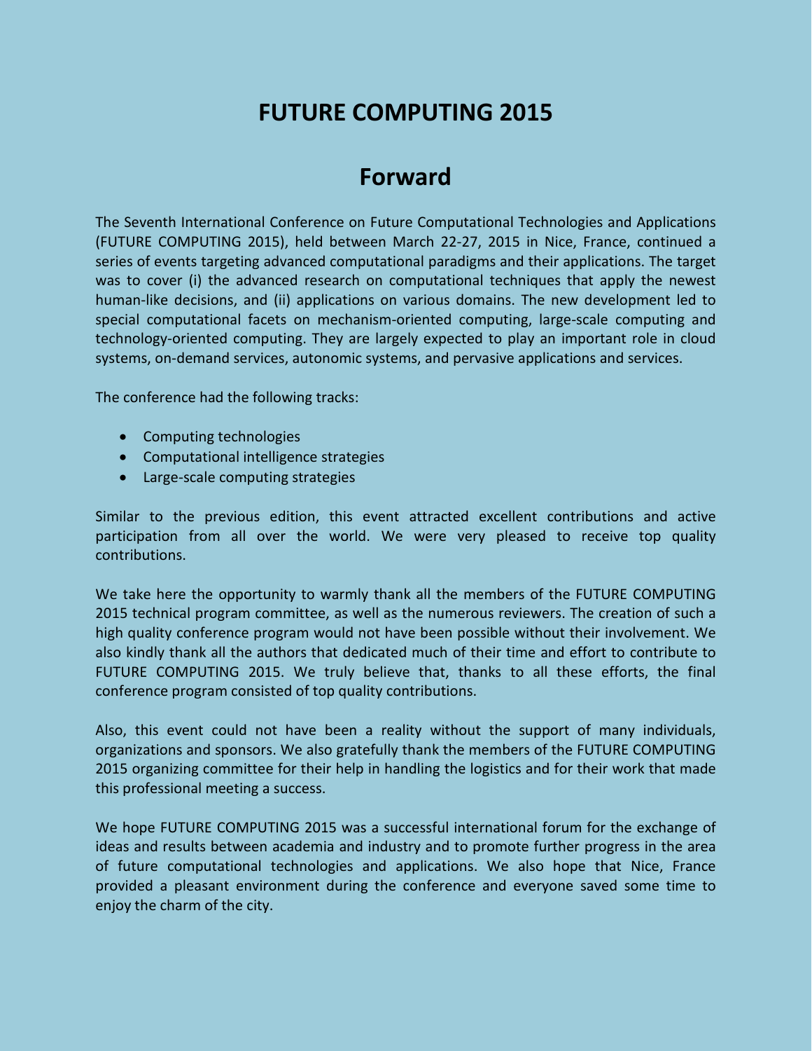# FUTURE COMPUTING 2015

## Forward

The Seventh International Conference on Future Computational Technologies and Applications (FUTURE COMPUTING 2015), held between March 22-27, 2015 in Nice, France, continued a series of events targeting advanced computational paradigms and their applications. The target was to cover (i) the advanced research on computational techniques that apply the newest human-like decisions, and (ii) applications on various domains. The new development led to special computational facets on mechanism-oriented computing, large-scale computing and technology-oriented computing. They are largely expected to play an important role in cloud systems, on-demand services, autonomic systems, and pervasive applications and services.

The conference had the following tracks:

- Computing technologies
- Computational intelligence strategies
- Large-scale computing strategies

Similar to the previous edition, this event attracted excellent contributions and active participation from all over the world. We were very pleased to receive top quality contributions.

We take here the opportunity to warmly thank all the members of the FUTURE COMPUTING 2015 technical program committee, as well as the numerous reviewers. The creation of such a high quality conference program would not have been possible without their involvement. We also kindly thank all the authors that dedicated much of their time and effort to contribute to FUTURE COMPUTING 2015. We truly believe that, thanks to all these efforts, the final conference program consisted of top quality contributions.

Also, this event could not have been a reality without the support of many individuals, organizations and sponsors. We also gratefully thank the members of the FUTURE COMPUTING 2015 organizing committee for their help in handling the logistics and for their work that made this professional meeting a success.

We hope FUTURE COMPUTING 2015 was a successful international forum for the exchange of ideas and results between academia and industry and to promote further progress in the area of future computational technologies and applications. We also hope that Nice, France provided a pleasant environment during the conference and everyone saved some time to enjoy the charm of the city.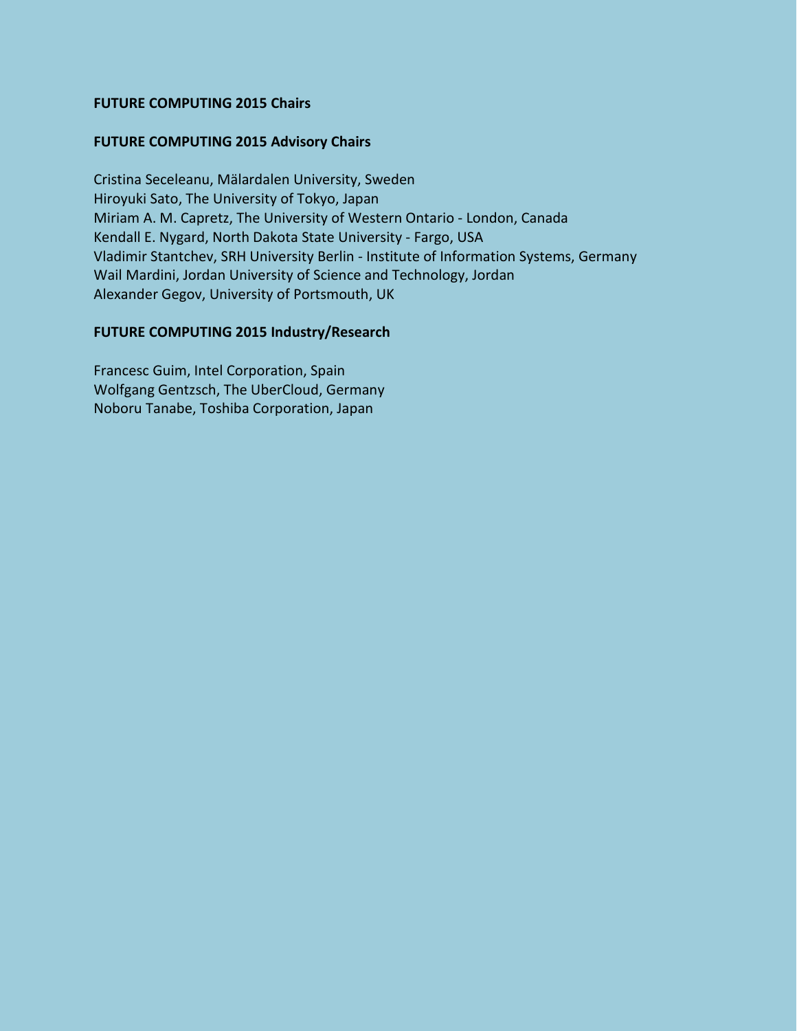**FUTURE COMPUTING 2015 Chairs**

**FUTURE COMPUTING 2015 Advisory Chairs**

Cristina Seceleanu, Mälardalen University, Sweden
Hiroyuki Sato, The University of Tokyo, Japan
Miriam A. M. Capretz, The University of Western Ontario - London, Canada
Kendall E. Nygard, North Dakota State University - Fargo, USA
Vladimir Stantchev, SRH University Berlin - Institute of Information Systems, Germany
Wail Mardini, Jordan University of Science and Technology, Jordan
Alexander Gegov, University of Portsmouth, UK

**FUTURE COMPUTING 2015 Industry/Research**

Francesc Guim, Intel Corporation, Spain
Wolfgang Gentzsch, The UberCloud, Germany
Noboru Tanabe, Toshiba Corporation, Japan